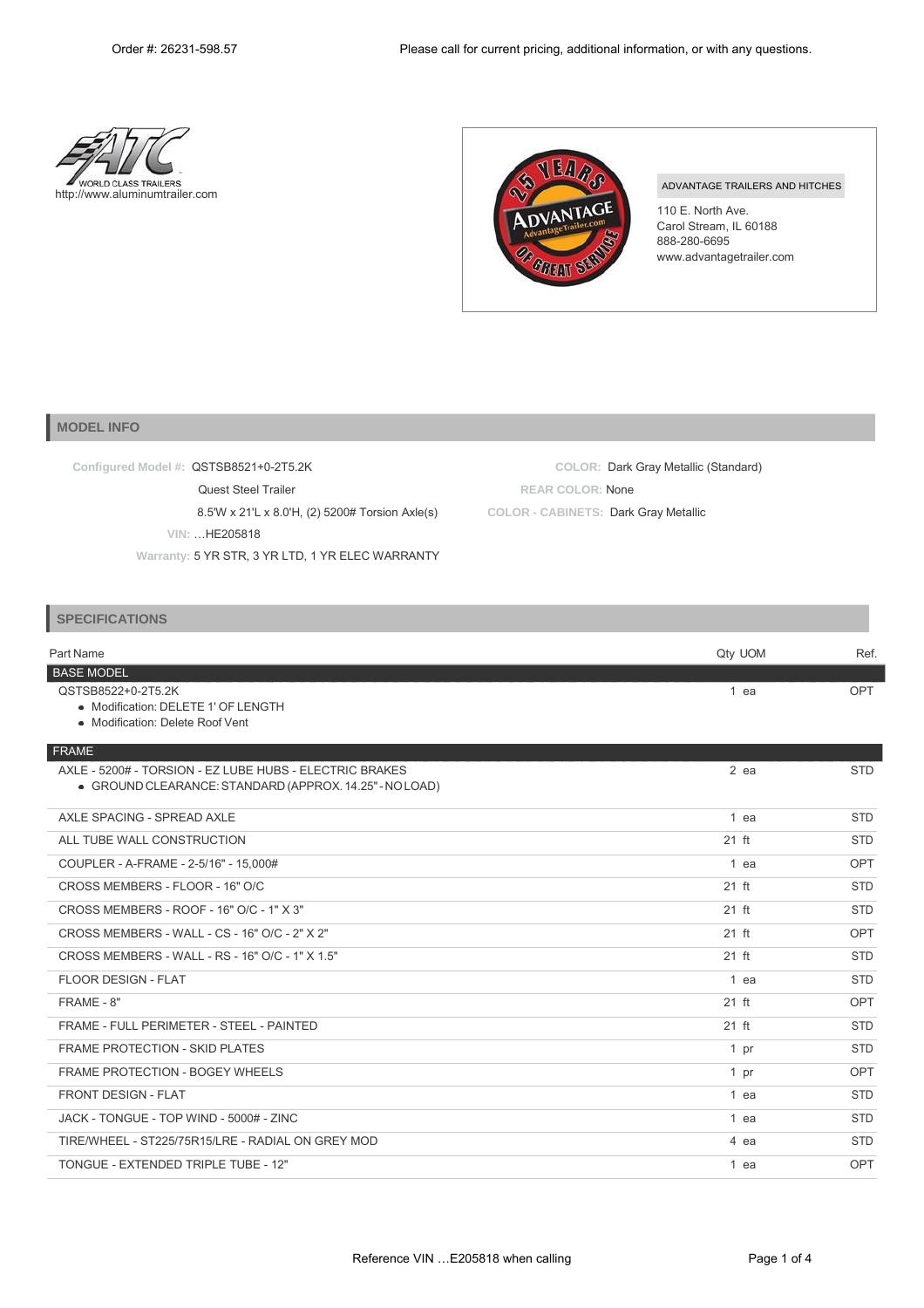Order #: 26231-598.57

Please call for current pricing, additional information, or with any questions.

WORLD CLASS TRAILERS
http://www.aluminumtrailer.com

ADVANTAGE TRAILERS AND HITCHES
110 E. North Ave.
Carol Stream, IL 60188
888-280-6695
www.advantagetrailer.com

## MODEL INFO

**Configured Model #:** QSTSB8521+0-2T5.2K
Quest Steel Trailer
8.5'W x 21'L x 8.0'H, (2) 5200# Torsion Axle(s)
**VIN:** …HE205818
**Warranty:** 5 YR STR, 3 YR LTD, 1 YR ELEC WARRANTY

**COLOR:** Dark Gray Metallic (Standard)
**REAR COLOR:** None
**COLOR - CABINETS:** Dark Gray Metallic

## SPECIFICATIONS

| Part Name | Qty | UOM | Ref. |
|---|---|---|---|
| **BASE MODEL** | | | |
| QSTSB8522+0-2T5.2K<br>• Modification: DELETE 1' OF LENGTH<br>• Modification: Delete Roof Vent | 1 | ea | OPT |
| **FRAME** | | | |
| AXLE - 5200# - TORSION - EZ LUBE HUBS - ELECTRIC BRAKES<br>• GROUND CLEARANCE: STANDARD (APPROX. 14.25" - NO LOAD) | 2 | ea | STD |
| AXLE SPACING - SPREAD AXLE | 1 | ea | STD |
| ALL TUBE WALL CONSTRUCTION | 21 | ft | STD |
| COUPLER - A-FRAME - 2-5/16" - 15,000# | 1 | ea | OPT |
| CROSS MEMBERS - FLOOR - 16" O/C | 21 | ft | STD |
| CROSS MEMBERS - ROOF - 16" O/C - 1" X 3" | 21 | ft | STD |
| CROSS MEMBERS - WALL - CS - 16" O/C - 2" X 2" | 21 | ft | OPT |
| CROSS MEMBERS - WALL - RS - 16" O/C - 1" X 1.5" | 21 | ft | STD |
| FLOOR DESIGN - FLAT | 1 | ea | STD |
| FRAME - 8" | 21 | ft | OPT |
| FRAME - FULL PERIMETER - STEEL - PAINTED | 21 | ft | STD |
| FRAME PROTECTION - SKID PLATES | 1 | pr | STD |
| FRAME PROTECTION - BOGEY WHEELS | 1 | pr | OPT |
| FRONT DESIGN - FLAT | 1 | ea | STD |
| JACK - TONGUE - TOP WIND - 5000# - ZINC | 1 | ea | STD |
| TIRE/WHEEL - ST225/75R15/LRE - RADIAL ON GREY MOD | 4 | ea | STD |
| TONGUE - EXTENDED TRIPLE TUBE - 12" | 1 | ea | OPT |

Reference VIN …E205818 when calling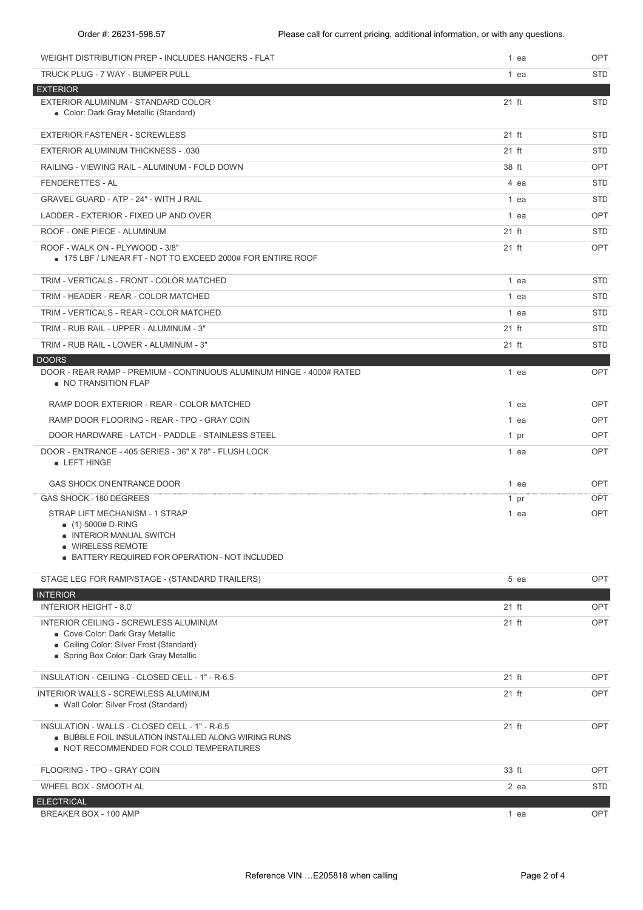| Item | Qty | |
|---|---|---|
| WEIGHT DISTRIBUTION PREP - INCLUDES HANGERS - FLAT | 1 ea | OPT |
| TRUCK PLUG - 7 WAY - BUMPER PULL | 1 ea | STD |
| **EXTERIOR** | | |
| EXTERIOR ALUMINUM - STANDARD COLOR<br>• Color: Dark Gray Metallic (Standard) | 21 ft | STD |
| EXTERIOR FASTENER - SCREWLESS | 21 ft | STD |
| EXTERIOR ALUMINUM THICKNESS - .030 | 21 ft | STD |
| RAILING - VIEWING RAIL - ALUMINUM - FOLD DOWN | 38 ft | OPT |
| FENDERETTES - AL | 4 ea | STD |
| GRAVEL GUARD - ATP - 24" - WITH J RAIL | 1 ea | STD |
| LADDER - EXTERIOR - FIXED UP AND OVER | 1 ea | OPT |
| ROOF - ONE PIECE - ALUMINUM | 21 ft | STD |
| ROOF - WALK ON - PLYWOOD - 3/8"<br>• 175 LBF / LINEAR FT - NOT TO EXCEED 2000# FOR ENTIRE ROOF | 21 ft | OPT |
| TRIM - VERTICALS - FRONT - COLOR MATCHED | 1 ea | STD |
| TRIM - HEADER - REAR - COLOR MATCHED | 1 ea | STD |
| TRIM - VERTICALS - REAR - COLOR MATCHED | 1 ea | STD |
| TRIM - RUB RAIL - UPPER - ALUMINUM - 3" | 21 ft | STD |
| TRIM - RUB RAIL - LOWER - ALUMINUM - 3" | 21 ft | STD |
| **DOORS** | | |
| DOOR - REAR RAMP - PREMIUM - CONTINUOUS ALUMINUM HINGE - 4000# RATED<br>• NO TRANSITION FLAP | 1 ea | OPT |
| RAMP DOOR EXTERIOR - REAR - COLOR MATCHED | 1 ea | OPT |
| RAMP DOOR FLOORING - REAR - TPO - GRAY COIN | 1 ea | OPT |
| DOOR HARDWARE - LATCH - PADDLE - STAINLESS STEEL | 1 pr | OPT |
| DOOR - ENTRANCE - 405 SERIES - 36" X 78" - FLUSH LOCK<br>• LEFT HINGE | 1 ea | OPT |
| GAS SHOCK ON ENTRANCE DOOR | 1 ea | OPT |
| GAS SHOCK - 180 DEGREES | 1 pr | OPT |
| STRAP LIFT MECHANISM - 1 STRAP<br>• (1) 5000# D-RING<br>• INTERIOR MANUAL SWITCH<br>• WIRELESS REMOTE<br>• BATTERY REQUIRED FOR OPERATION - NOT INCLUDED | 1 ea | OPT |
| STAGE LEG FOR RAMP/STAGE - (STANDARD TRAILERS) | 5 ea | OPT |
| **INTERIOR** | | |
| INTERIOR HEIGHT - 8.0' | 21 ft | OPT |
| INTERIOR CEILING - SCREWLESS ALUMINUM<br>• Cove Color: Dark Gray Metallic<br>• Ceiling Color: Silver Frost (Standard)<br>• Spring Box Color: Dark Gray Metallic | 21 ft | OPT |
| INSULATION - CEILING - CLOSED CELL - 1" - R-6.5 | 21 ft | OPT |
| INTERIOR WALLS - SCREWLESS ALUMINUM<br>• Wall Color: Silver Frost (Standard) | 21 ft | OPT |
| INSULATION - WALLS - CLOSED CELL - 1" - R-6.5<br>• BUBBLE FOIL INSULATION INSTALLED ALONG WIRING RUNS<br>• NOT RECOMMENDED FOR COLD TEMPERATURES | 21 ft | OPT |
| FLOORING - TPO - GRAY COIN | 33 ft | OPT |
| WHEEL BOX - SMOOTH AL | 2 ea | STD |
| **ELECTRICAL** | | |
| BREAKER BOX - 100 AMP | 1 ea | OPT |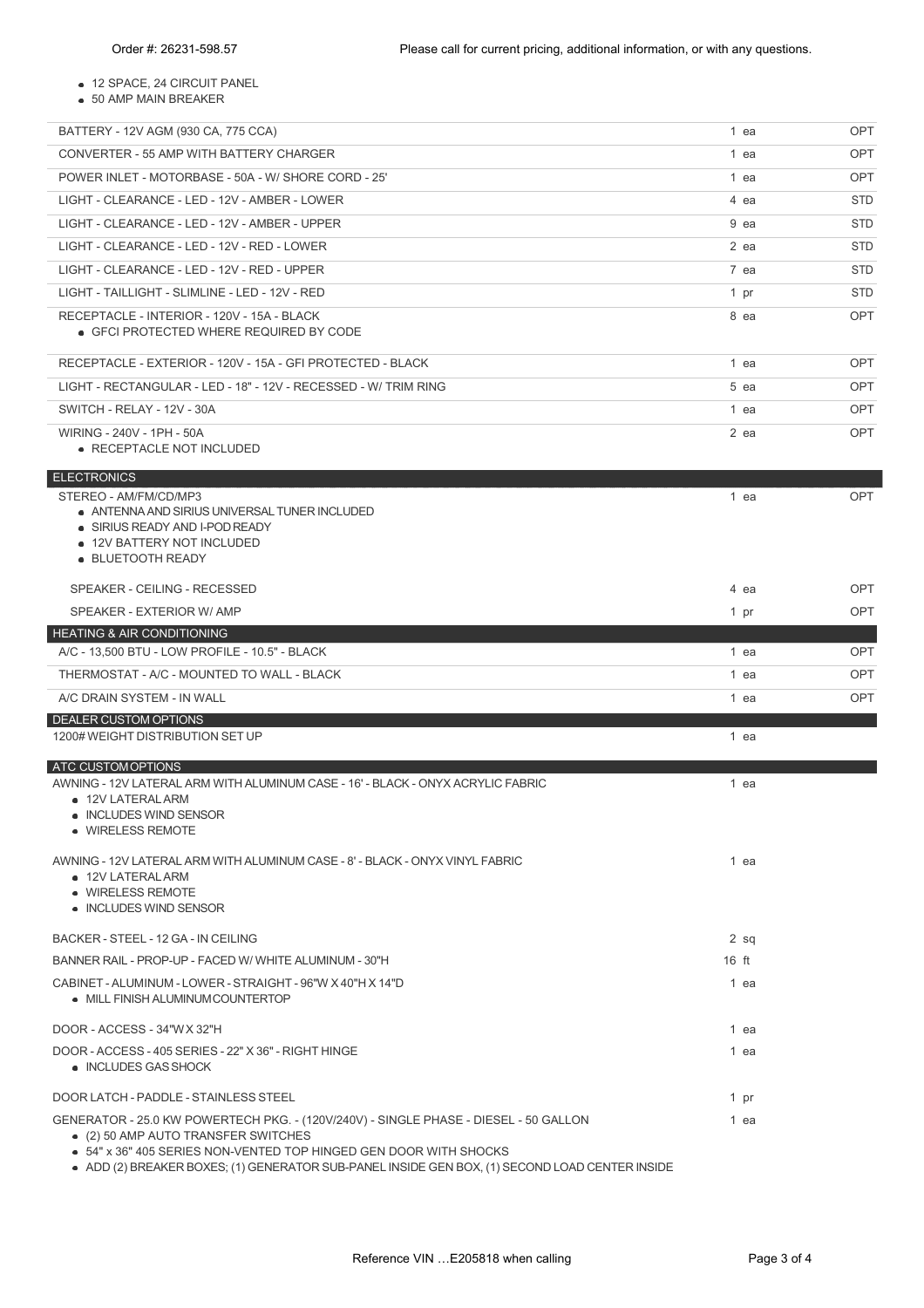- 12 SPACE, 24 CIRCUIT PANEL
- 50 AMP MAIN BREAKER

| Item | Qty | Type |
|---|---|---|
| BATTERY - 12V AGM (930 CA, 775 CCA) | 1 ea | OPT |
| CONVERTER - 55 AMP WITH BATTERY CHARGER | 1 ea | OPT |
| POWER INLET - MOTORBASE - 50A - W/ SHORE CORD - 25' | 1 ea | OPT |
| LIGHT - CLEARANCE - LED - 12V - AMBER - LOWER | 4 ea | STD |
| LIGHT - CLEARANCE - LED - 12V - AMBER - UPPER | 9 ea | STD |
| LIGHT - CLEARANCE - LED - 12V - RED - LOWER | 2 ea | STD |
| LIGHT - CLEARANCE - LED - 12V - RED - UPPER | 7 ea | STD |
| LIGHT - TAILLIGHT - SLIMLINE - LED - 12V - RED | 1 pr | STD |
| RECEPTACLE - INTERIOR - 120V - 15A - BLACK<br>• GFCI PROTECTED WHERE REQUIRED BY CODE | 8 ea | OPT |
| RECEPTACLE - EXTERIOR - 120V - 15A - GFI PROTECTED - BLACK | 1 ea | OPT |
| LIGHT - RECTANGULAR - LED - 18" - 12V - RECESSED - W/ TRIM RING | 5 ea | OPT |
| SWITCH - RELAY - 12V - 30A | 1 ea | OPT |
| WIRING - 240V - 1PH - 50A<br>• RECEPTACLE NOT INCLUDED | 2 ea | OPT |

## ELECTRONICS

| Item | Qty | Type |
|---|---|---|
| STEREO - AM/FM/CD/MP3<br>• ANTENNA AND SIRIUS UNIVERSAL TUNER INCLUDED<br>• SIRIUS READY AND I-POD READY<br>• 12V BATTERY NOT INCLUDED<br>• BLUETOOTH READY | 1 ea | OPT |
| SPEAKER - CEILING - RECESSED | 4 ea | OPT |
| SPEAKER - EXTERIOR W/ AMP | 1 pr | OPT |

## HEATING & AIR CONDITIONING

| Item | Qty | Type |
|---|---|---|
| A/C - 13,500 BTU - LOW PROFILE - 10.5" - BLACK | 1 ea | OPT |
| THERMOSTAT - A/C - MOUNTED TO WALL - BLACK | 1 ea | OPT |
| A/C DRAIN SYSTEM - IN WALL | 1 ea | OPT |

## DEALER CUSTOM OPTIONS

| Item | Qty |
|---|---|
| 1200# WEIGHT DISTRIBUTION SET UP | 1 ea |

## ATC CUSTOM OPTIONS

| Item | Qty |
|---|---|
| AWNING - 12V LATERAL ARM WITH ALUMINUM CASE - 16' - BLACK - ONYX ACRYLIC FABRIC<br>• 12V LATERAL ARM<br>• INCLUDES WIND SENSOR<br>• WIRELESS REMOTE | 1 ea |
| AWNING - 12V LATERAL ARM WITH ALUMINUM CASE - 8' - BLACK - ONYX VINYL FABRIC<br>• 12V LATERAL ARM<br>• WIRELESS REMOTE<br>• INCLUDES WIND SENSOR | 1 ea |
| BACKER - STEEL - 12 GA - IN CEILING | 2 sq |
| BANNER RAIL - PROP-UP - FACED W/ WHITE ALUMINUM - 30"H | 16 ft |
| CABINET - ALUMINUM - LOWER - STRAIGHT - 96"W X 40"H X 14"D<br>• MILL FINISH ALUMINUM COUNTERTOP | 1 ea |
| DOOR - ACCESS - 34"W X 32"H | 1 ea |
| DOOR - ACCESS - 405 SERIES - 22" X 36" - RIGHT HINGE<br>• INCLUDES GAS SHOCK | 1 ea |
| DOOR LATCH - PADDLE - STAINLESS STEEL | 1 pr |
| GENERATOR - 25.0 KW POWERTECH PKG. - (120V/240V) - SINGLE PHASE - DIESEL - 50 GALLON<br>• (2) 50 AMP AUTO TRANSFER SWITCHES<br>• 54" x 36" 405 SERIES NON-VENTED TOP HINGED GEN DOOR WITH SHOCKS<br>• ADD (2) BREAKER BOXES; (1) GENERATOR SUB-PANEL INSIDE GEN BOX, (1) SECOND LOAD CENTER INSIDE | 1 ea |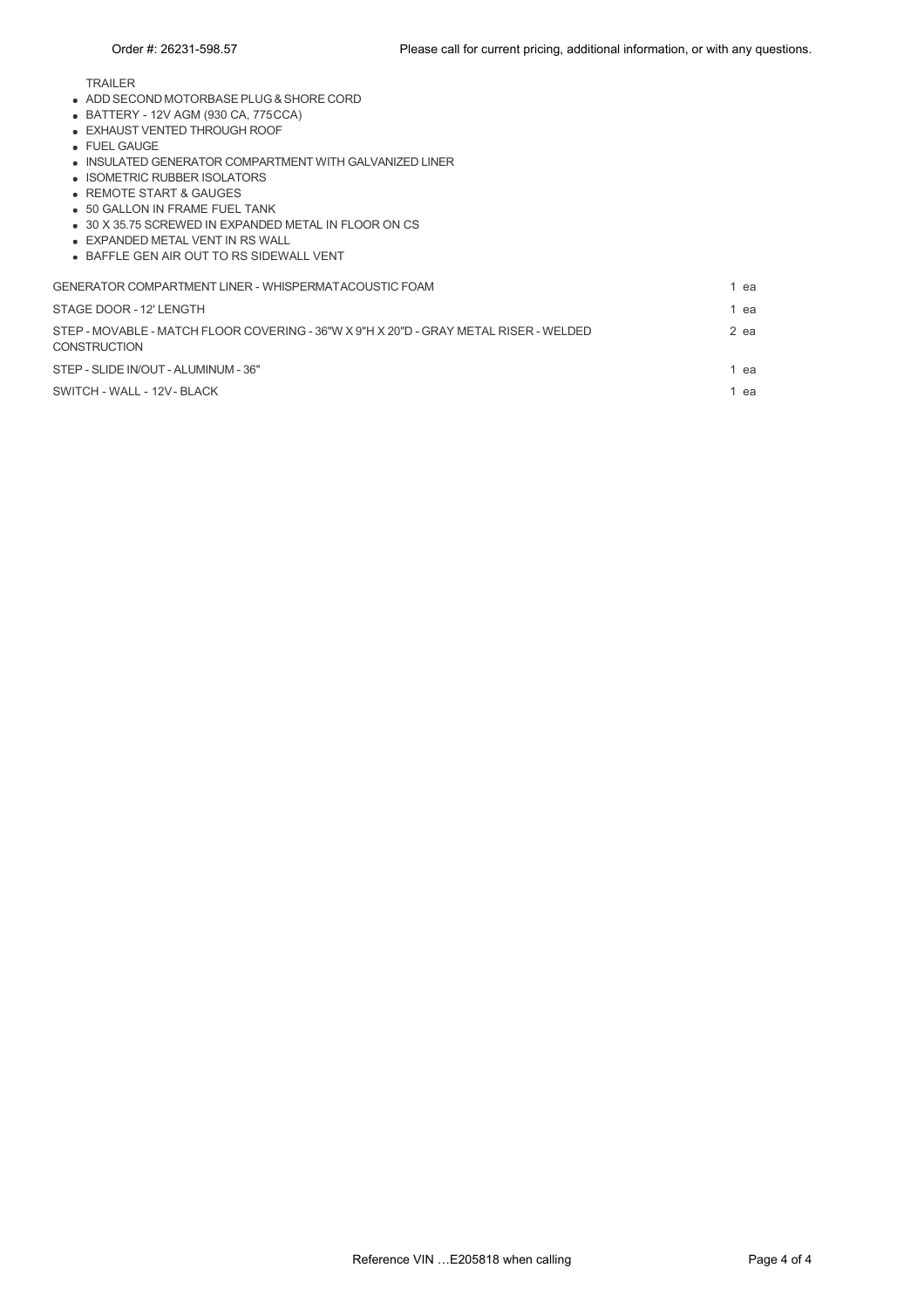TRAILER

- ADD SECOND MOTORBASE PLUG & SHORE CORD
- BATTERY - 12V AGM (930 CA, 775CCA)
- EXHAUST VENTED THROUGH ROOF
- FUEL GAUGE
- INSULATED GENERATOR COMPARTMENT WITH GALVANIZED LINER
- ISOMETRIC RUBBER ISOLATORS
- REMOTE START & GAUGES
- 50 GALLON IN FRAME FUEL TANK
- 30 X 35.75 SCREWED IN EXPANDED METAL IN FLOOR ON CS
- EXPANDED METAL VENT IN RS WALL
- BAFFLE GEN AIR OUT TO RS SIDEWALL VENT

| | |
|---|---|
| GENERATOR COMPARTMENT LINER - WHISPERMATACOUSTIC FOAM | 1 ea |
| STAGE DOOR - 12' LENGTH | 1 ea |
| STEP - MOVABLE - MATCH FLOOR COVERING - 36"W X 9"H X 20"D - GRAY METAL RISER - WELDED CONSTRUCTION | 2 ea |
| STEP - SLIDE IN/OUT - ALUMINUM - 36" | 1 ea |
| SWITCH - WALL - 12V - BLACK | 1 ea |